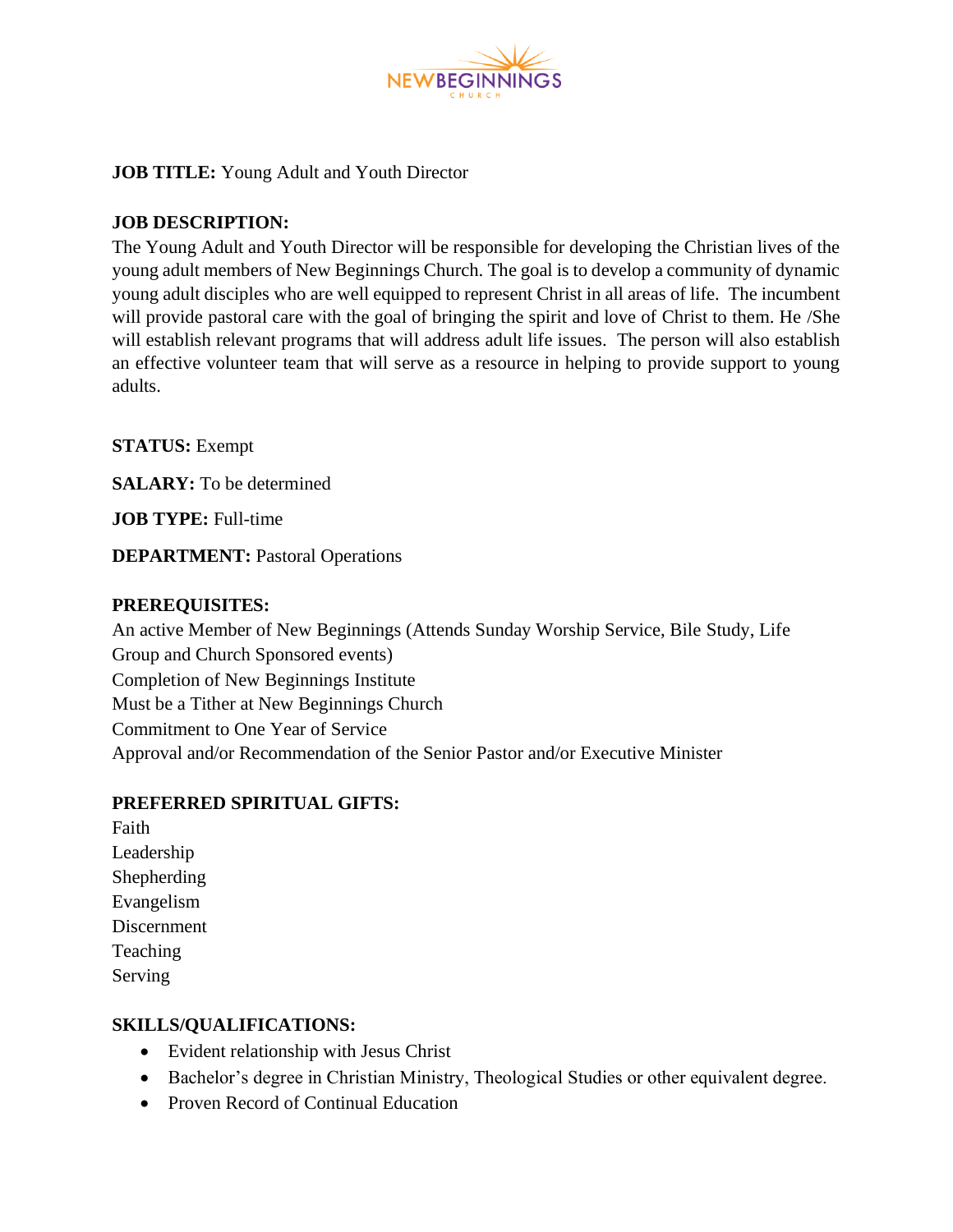NEWBEGINNINGS
CHURCH

**JOB TITLE:** Young Adult and Youth Director

**JOB DESCRIPTION:**
The Young Adult and Youth Director will be responsible for developing the Christian lives of the young adult members of New Beginnings Church. The goal is to develop a community of dynamic young adult disciples who are well equipped to represent Christ in all areas of life. The incumbent will provide pastoral care with the goal of bringing the spirit and love of Christ to them. He /She will establish relevant programs that will address adult life issues. The person will also establish an effective volunteer team that will serve as a resource in helping to provide support to young adults.

**STATUS:** Exempt

**SALARY:** To be determined

**JOB TYPE:** Full-time

**DEPARTMENT:** Pastoral Operations

**PREREQUISITES:**
An active Member of New Beginnings (Attends Sunday Worship Service, Bile Study, Life Group and Church Sponsored events)
Completion of New Beginnings Institute
Must be a Tither at New Beginnings Church
Commitment to One Year of Service
Approval and/or Recommendation of the Senior Pastor and/or Executive Minister

**PREFERRED SPIRITUAL GIFTS:**
Faith
Leadership
Shepherding
Evangelism
Discernment
Teaching
Serving

**SKILLS/QUALIFICATIONS:**

- Evident relationship with Jesus Christ
- Bachelor's degree in Christian Ministry, Theological Studies or other equivalent degree.
- Proven Record of Continual Education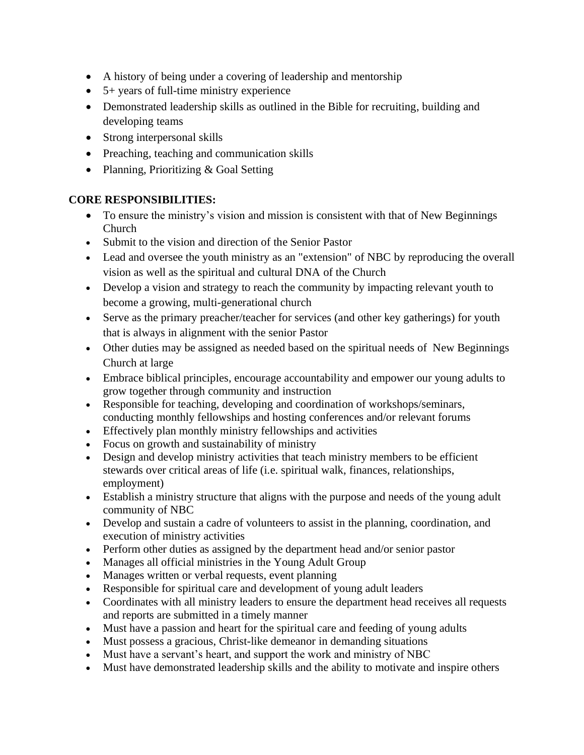- A history of being under a covering of leadership and mentorship
- 5+ years of full-time ministry experience
- Demonstrated leadership skills as outlined in the Bible for recruiting, building and developing teams
- Strong interpersonal skills
- Preaching, teaching and communication skills
- Planning, Prioritizing & Goal Setting

**CORE RESPONSIBILITIES:**

- To ensure the ministry's vision and mission is consistent with that of New Beginnings Church
- Submit to the vision and direction of the Senior Pastor
- Lead and oversee the youth ministry as an "extension" of NBC by reproducing the overall vision as well as the spiritual and cultural DNA of the Church
- Develop a vision and strategy to reach the community by impacting relevant youth to become a growing, multi-generational church
- Serve as the primary preacher/teacher for services (and other key gatherings) for youth that is always in alignment with the senior Pastor
- Other duties may be assigned as needed based on the spiritual needs of New Beginnings Church at large
- Embrace biblical principles, encourage accountability and empower our young adults to grow together through community and instruction
- Responsible for teaching, developing and coordination of workshops/seminars, conducting monthly fellowships and hosting conferences and/or relevant forums
- Effectively plan monthly ministry fellowships and activities
- Focus on growth and sustainability of ministry
- Design and develop ministry activities that teach ministry members to be efficient stewards over critical areas of life (i.e. spiritual walk, finances, relationships, employment)
- Establish a ministry structure that aligns with the purpose and needs of the young adult community of NBC
- Develop and sustain a cadre of volunteers to assist in the planning, coordination, and execution of ministry activities
- Perform other duties as assigned by the department head and/or senior pastor
- Manages all official ministries in the Young Adult Group
- Manages written or verbal requests, event planning
- Responsible for spiritual care and development of young adult leaders
- Coordinates with all ministry leaders to ensure the department head receives all requests and reports are submitted in a timely manner
- Must have a passion and heart for the spiritual care and feeding of young adults
- Must possess a gracious, Christ-like demeanor in demanding situations
- Must have a servant's heart, and support the work and ministry of NBC
- Must have demonstrated leadership skills and the ability to motivate and inspire others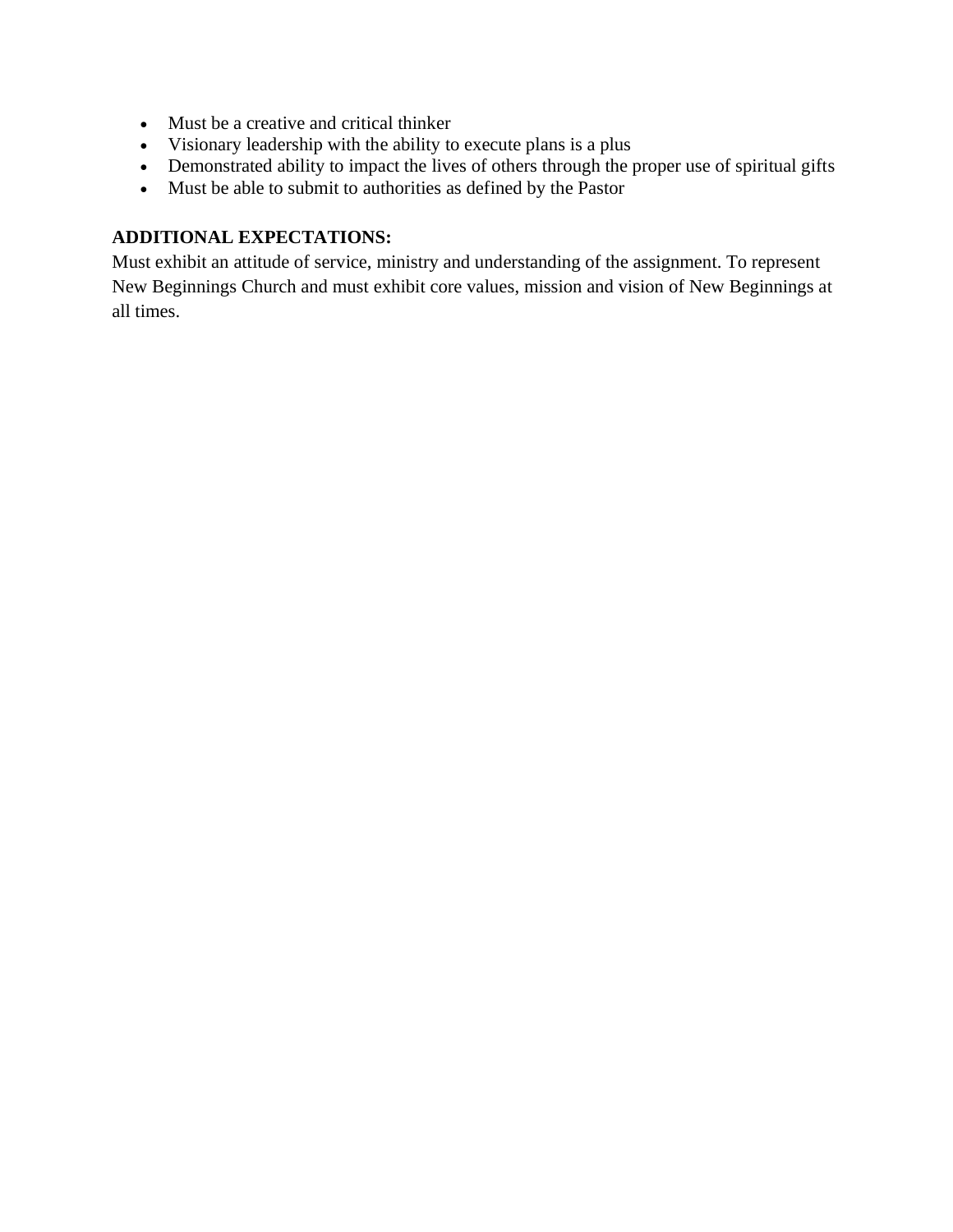- Must be a creative and critical thinker
- Visionary leadership with the ability to execute plans is a plus
- Demonstrated ability to impact the lives of others through the proper use of spiritual gifts
- Must be able to submit to authorities as defined by the Pastor

**ADDITIONAL EXPECTATIONS:**

Must exhibit an attitude of service, ministry and understanding of the assignment. To represent New Beginnings Church and must exhibit core values, mission and vision of New Beginnings at all times.